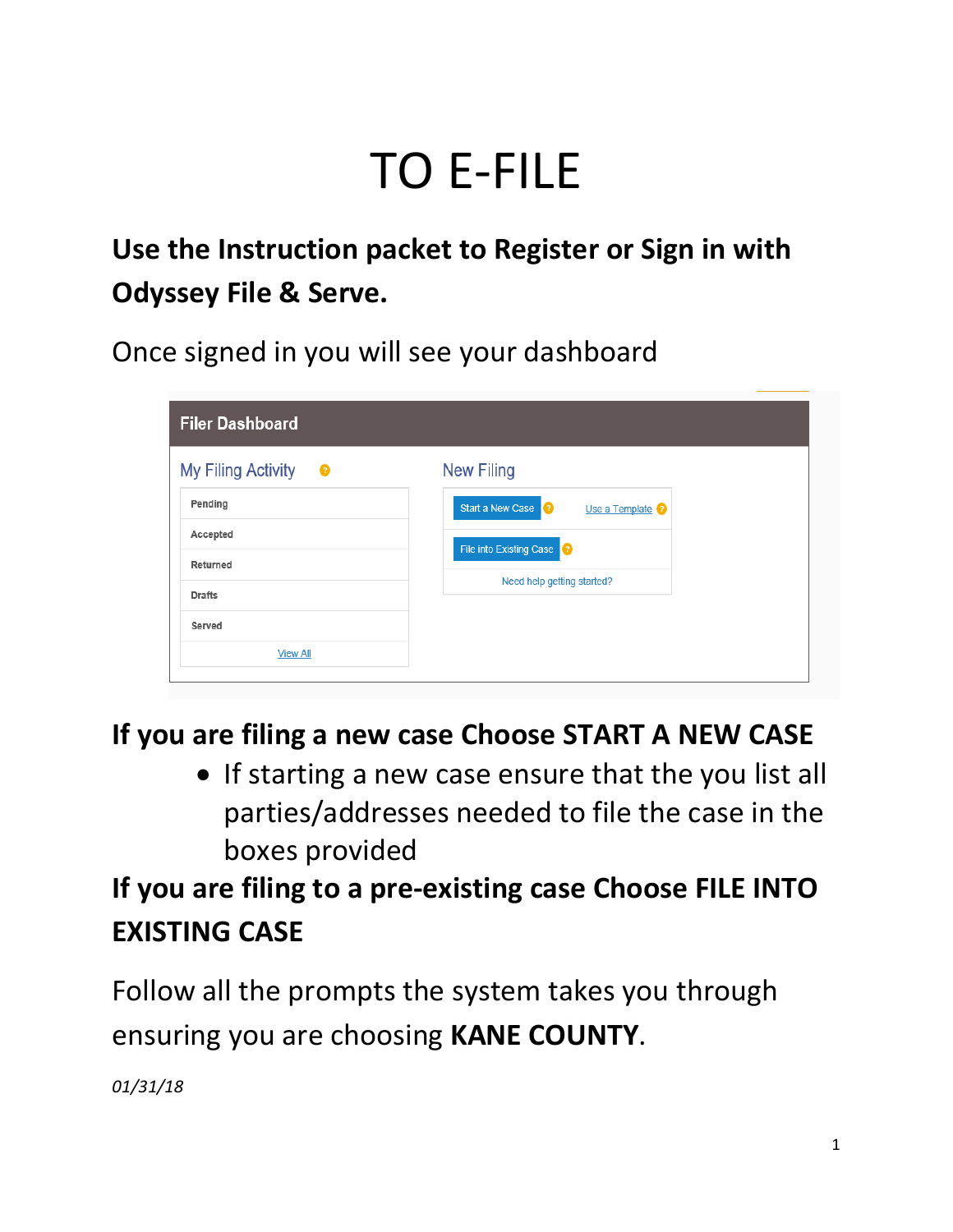# TO E-FILE

## Use the Instruction packet to Register or Sign in with Odyssey File & Serve.

Once signed in you will see your dashboard

**Filer Dashboard**

My Filing Activity
- Pending
- Accepted
- Returned
- Drafts
- Served
- View All

New Filing
- Start a New Case
- Use a Template
- File into Existing Case
- Need help getting started?

## If you are filing a new case Choose START A NEW CASE

- If starting a new case ensure that the you list all parties/addresses needed to file the case in the boxes provided

## If you are filing to a pre-existing case Choose FILE INTO EXISTING CASE

Follow all the prompts the system takes you through ensuring you are choosing **KANE COUNTY**.

*01/31/18*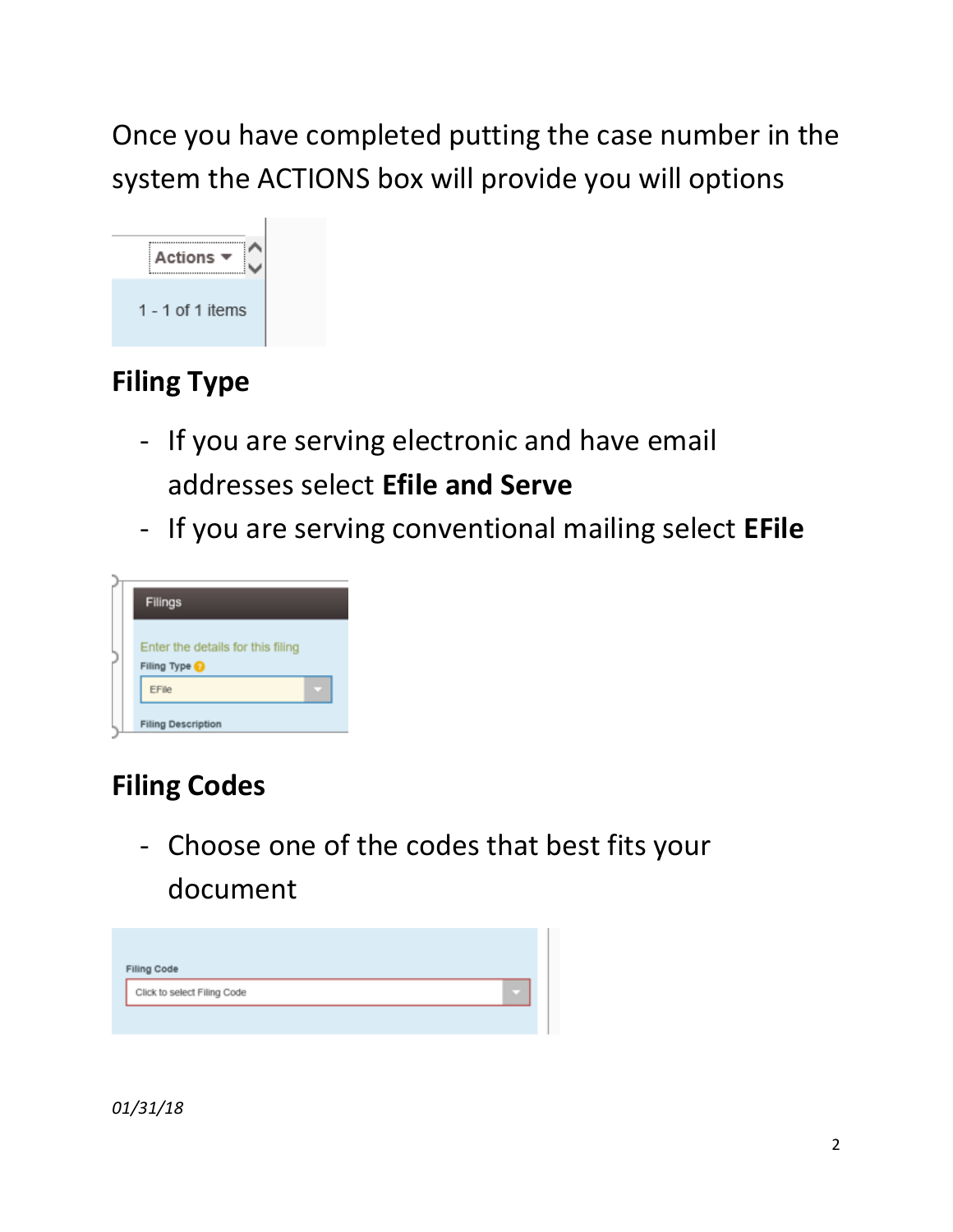Once you have completed putting the case number in the system the ACTIONS box will provide you will options

## Filing Type

- If you are serving electronic and have email addresses select **Efile and Serve**
- If you are serving conventional mailing select **EFile**

## Filing Codes

- Choose one of the codes that best fits your document

*01/31/18*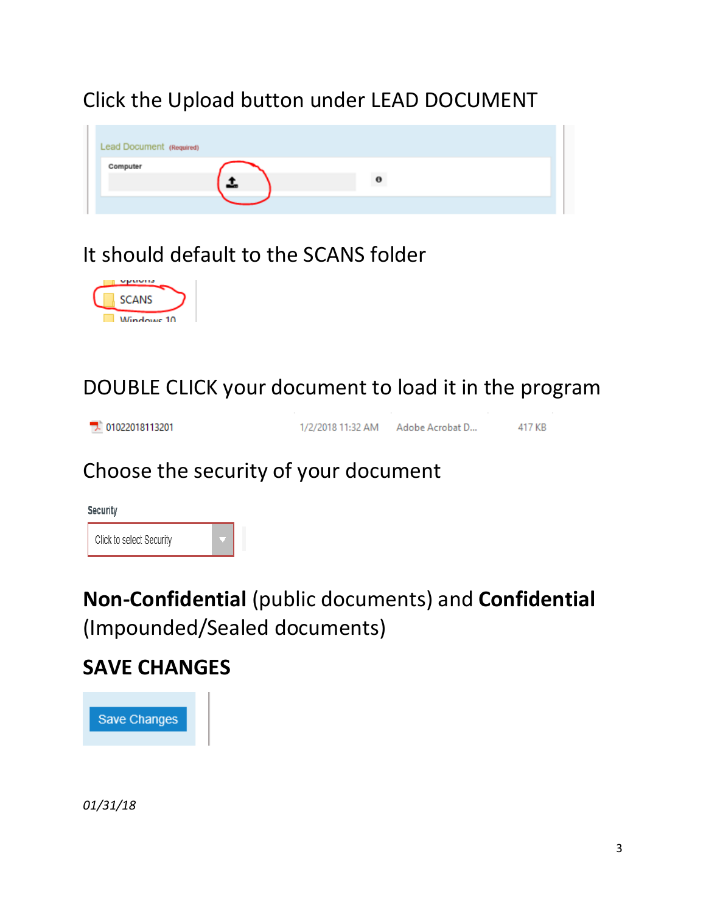Click the Upload button under LEAD DOCUMENT

It should default to the SCANS folder

DOUBLE CLICK your document to load it in the program

Choose the security of your document

**Non-Confidential** (public documents) and **Confidential** (Impounded/Sealed documents)

**SAVE CHANGES**

*01/31/18*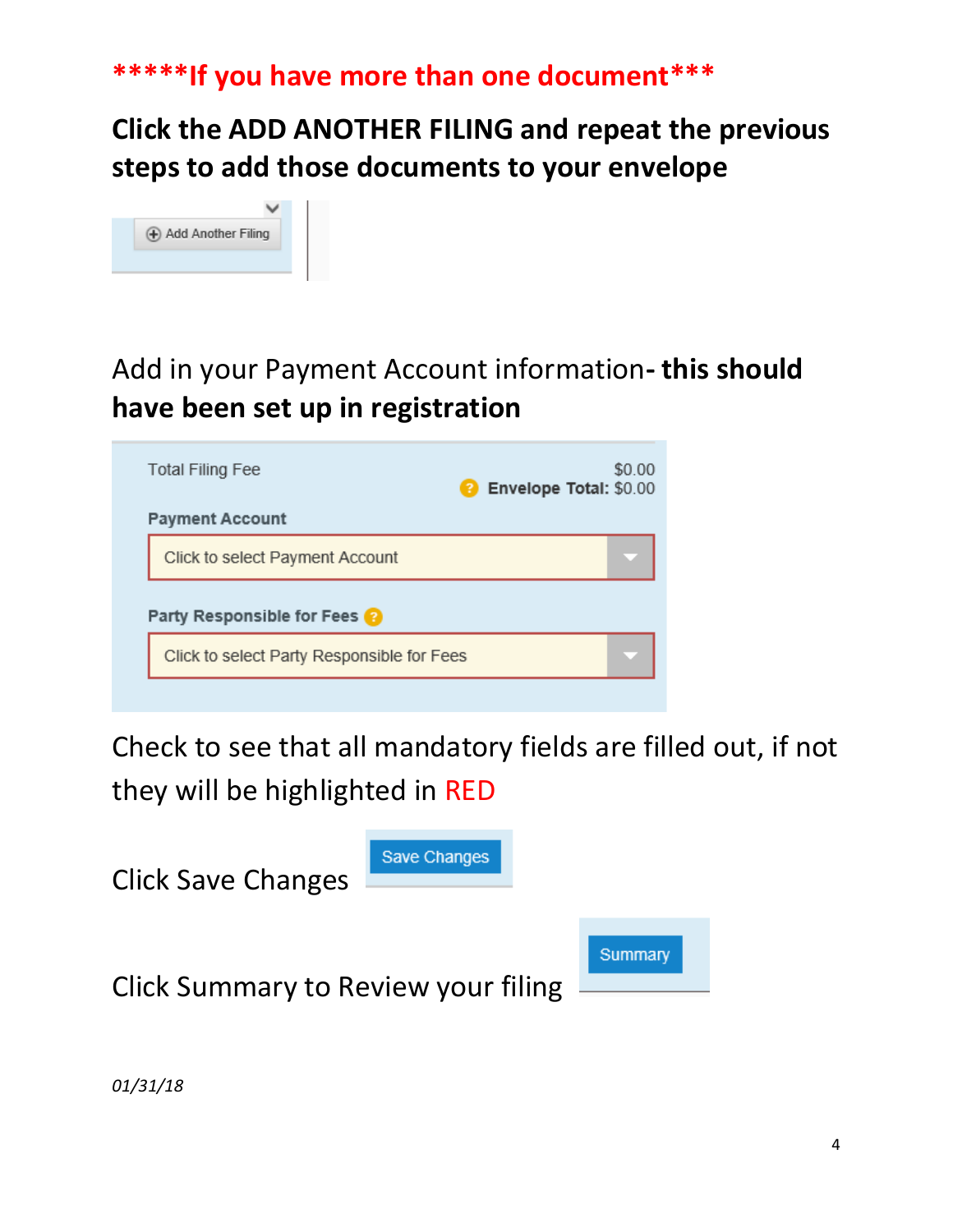**\*\*\*\*\*If you have more than one document\*\*\***

**Click the ADD ANOTHER FILING and repeat the previous steps to add those documents to your envelope**

Add Another Filing

Add in your Payment Account information**- this should have been set up in registration**

Total Filing Fee $0.00

Envelope Total: $0.00

**Payment Account**

Click to select Payment Account

**Party Responsible for Fees**

Click to select Party Responsible for Fees

Check to see that all mandatory fields are filled out, if not they will be highlighted in RED

Click Save Changes

Save Changes

Click Summary to Review your filing

Summary

*01/31/18*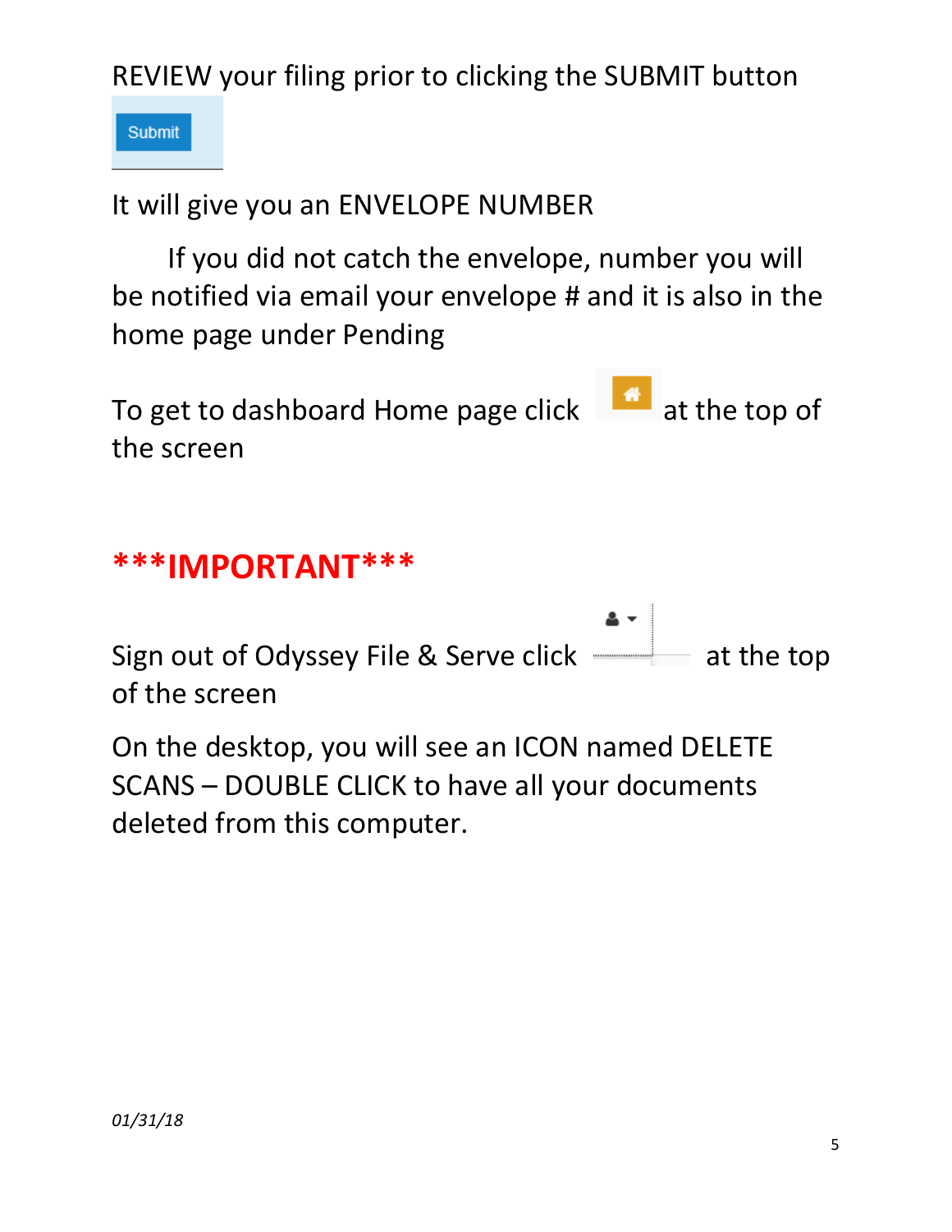REVIEW your filing prior to clicking the SUBMIT button

Submit

It will give you an ENVELOPE NUMBER

If you did not catch the envelope, number you will be notified via email your envelope # and it is also in the home page under Pending

To get to dashboard Home page click at the top of the screen

## ***IMPORTANT***

Sign out of Odyssey File & Serve click at the top of the screen

On the desktop, you will see an ICON named DELETE SCANS – DOUBLE CLICK to have all your documents deleted from this computer.

*01/31/18*